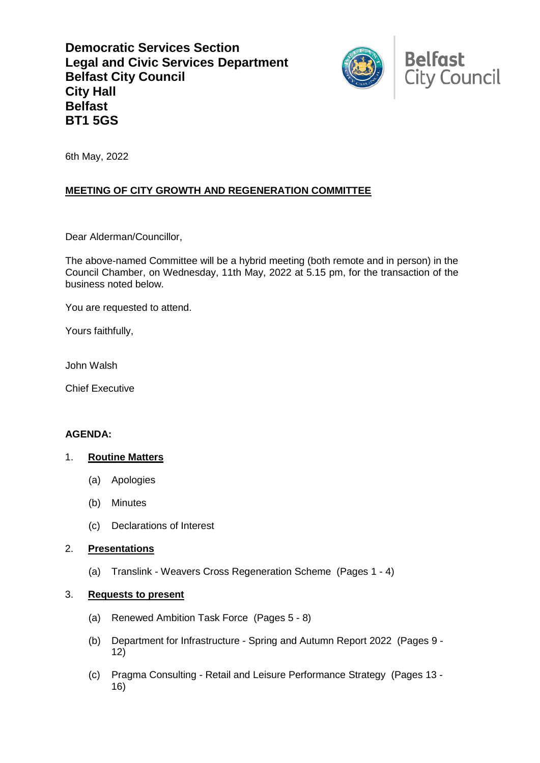**Democratic Services Section**
**Legal and Civic Services Department**
**Belfast City Council**
**City Hall**
**Belfast**
**BT1 5GS**

Belfast City Council

6th May, 2022

## MEETING OF CITY GROWTH AND REGENERATION COMMITTEE

Dear Alderman/Councillor,

The above-named Committee will be a hybrid meeting (both remote and in person) in the Council Chamber, on Wednesday, 11th May, 2022 at 5.15 pm, for the transaction of the business noted below.

You are requested to attend.

Yours faithfully,

John Walsh

Chief Executive

**AGENDA:**

1. **Routine Matters**

   (a) Apologies

   (b) Minutes

   (c) Declarations of Interest

2. **Presentations**

   (a) Translink - Weavers Cross Regeneration Scheme (Pages 1 - 4)

3. **Requests to present**

   (a) Renewed Ambition Task Force (Pages 5 - 8)

   (b) Department for Infrastructure - Spring and Autumn Report 2022 (Pages 9 - 12)

   (c) Pragma Consulting - Retail and Leisure Performance Strategy (Pages 13 - 16)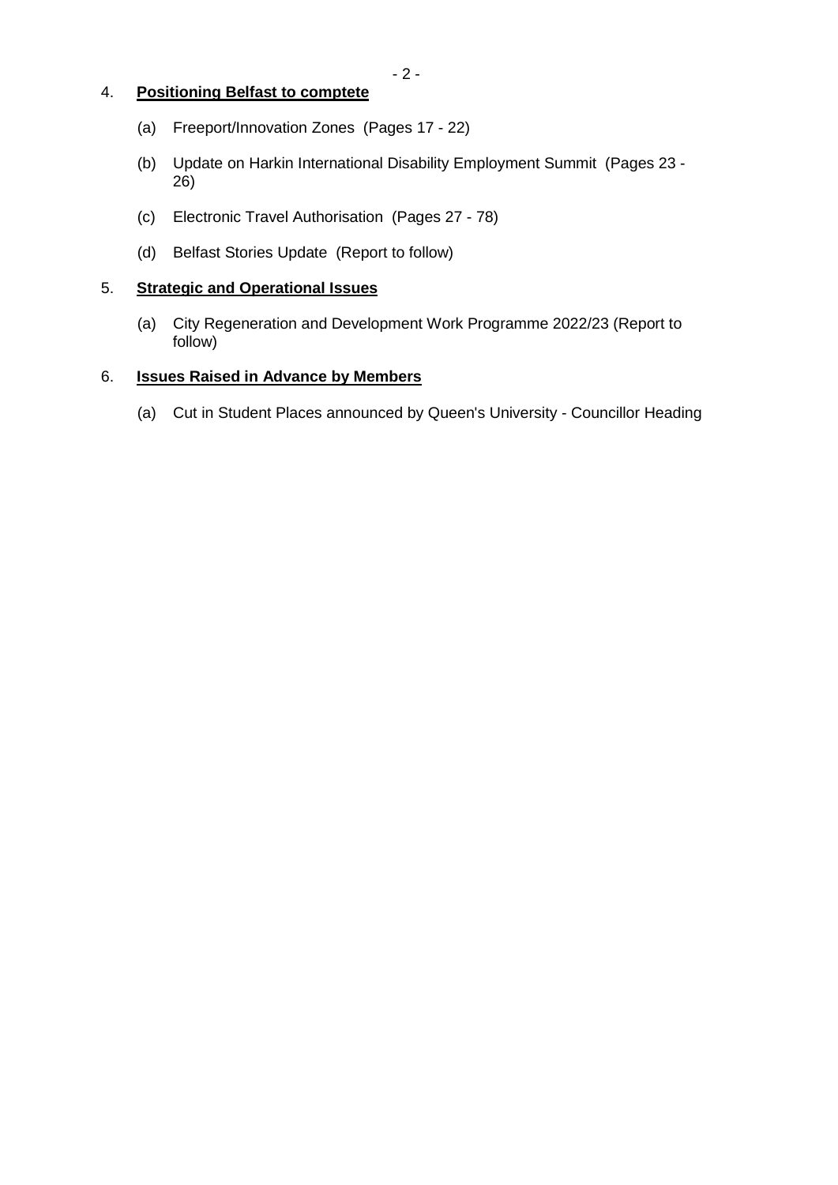4. **Positioning Belfast to comptete**

   (a) Freeport/Innovation Zones (Pages 17 - 22)

   (b) Update on Harkin International Disability Employment Summit (Pages 23 - 26)

   (c) Electronic Travel Authorisation (Pages 27 - 78)

   (d) Belfast Stories Update (Report to follow)

5. **Strategic and Operational Issues**

   (a) City Regeneration and Development Work Programme 2022/23 (Report to follow)

6. **Issues Raised in Advance by Members**

   (a) Cut in Student Places announced by Queen's University - Councillor Heading